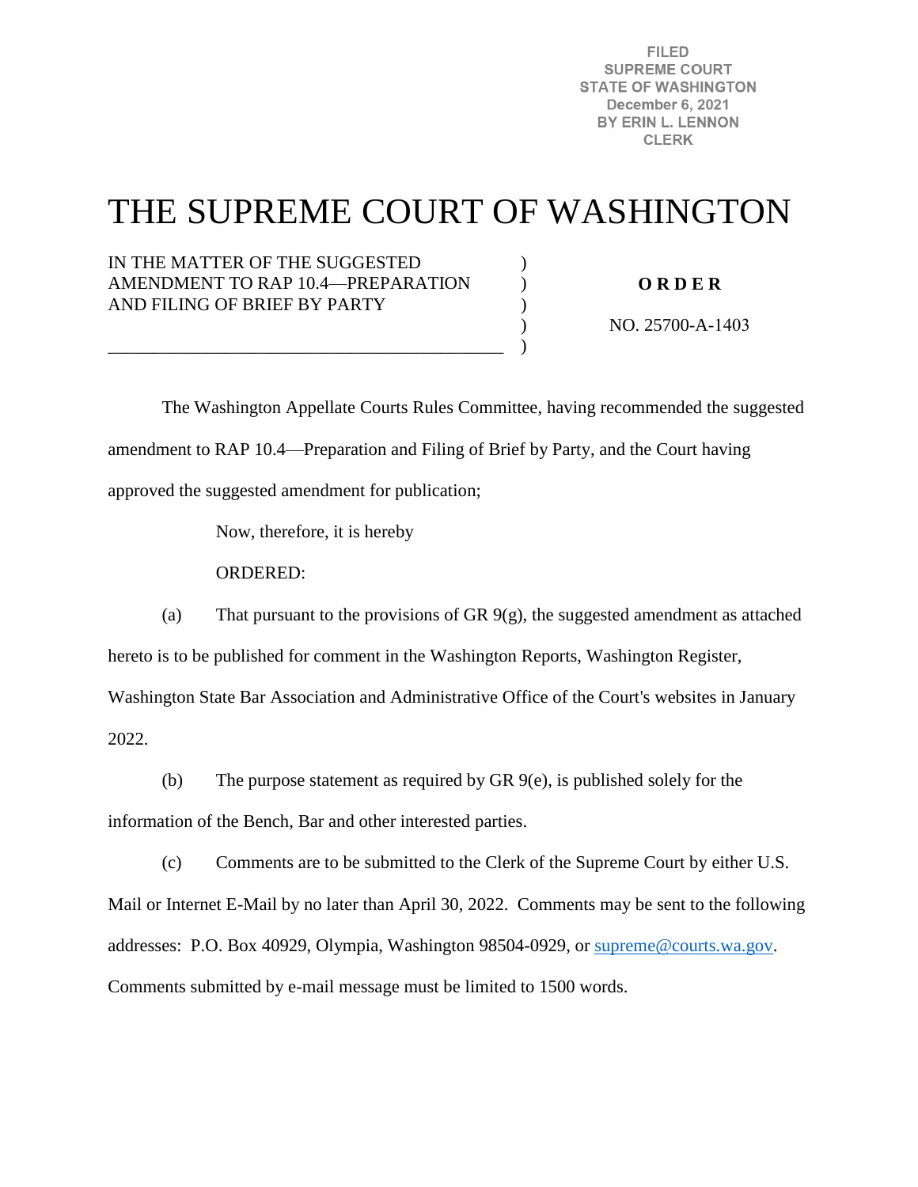FILED
SUPREME COURT
STATE OF WASHINGTON
December 6, 2021
BY ERIN L. LENNON
CLERK

# THE SUPREME COURT OF WASHINGTON

IN THE MATTER OF THE SUGGESTED AMENDMENT TO RAP 10.4—PREPARATION AND FILING OF BRIEF BY PARTY

**O R D E R**

NO. 25700-A-1403

The Washington Appellate Courts Rules Committee, having recommended the suggested amendment to RAP 10.4—Preparation and Filing of Brief by Party, and the Court having approved the suggested amendment for publication;

Now, therefore, it is hereby

ORDERED:

(a) That pursuant to the provisions of GR 9(g), the suggested amendment as attached hereto is to be published for comment in the Washington Reports, Washington Register, Washington State Bar Association and Administrative Office of the Court's websites in January 2022.

(b) The purpose statement as required by GR 9(e), is published solely for the information of the Bench, Bar and other interested parties.

(c) Comments are to be submitted to the Clerk of the Supreme Court by either U.S. Mail or Internet E-Mail by no later than April 30, 2022. Comments may be sent to the following addresses: P.O. Box 40929, Olympia, Washington 98504-0929, or supreme@courts.wa.gov. Comments submitted by e-mail message must be limited to 1500 words.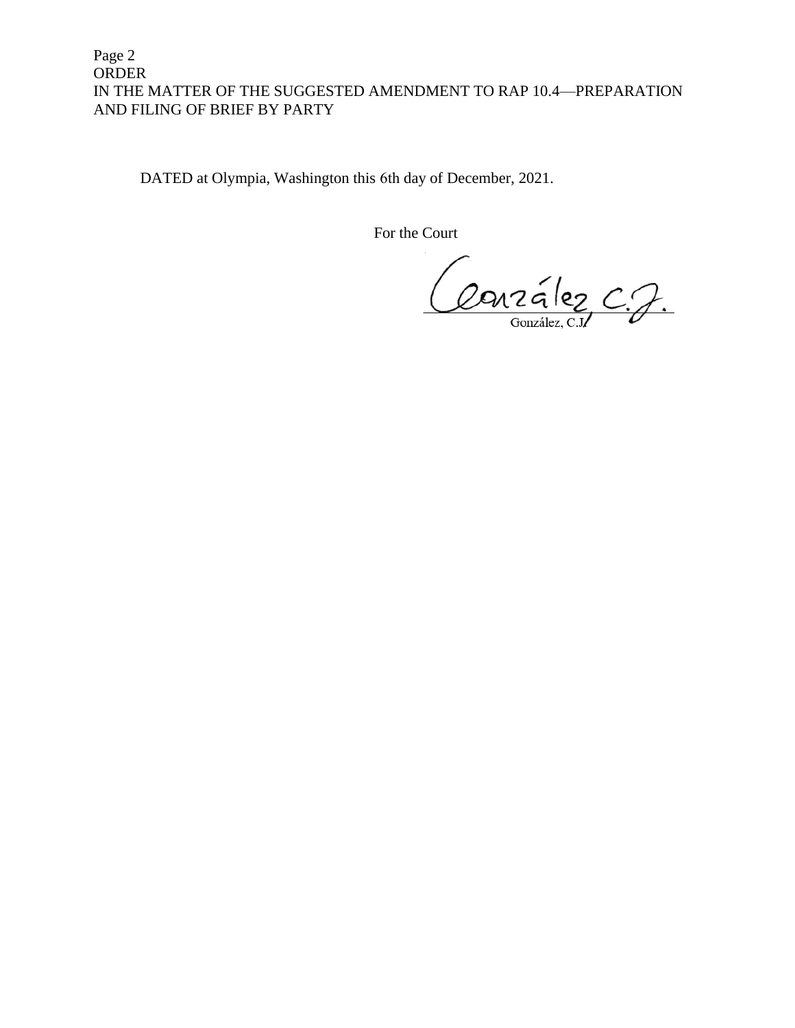DATED at Olympia, Washington this 6th day of December, 2021.

For the Court

González, C.J.

González, C.J.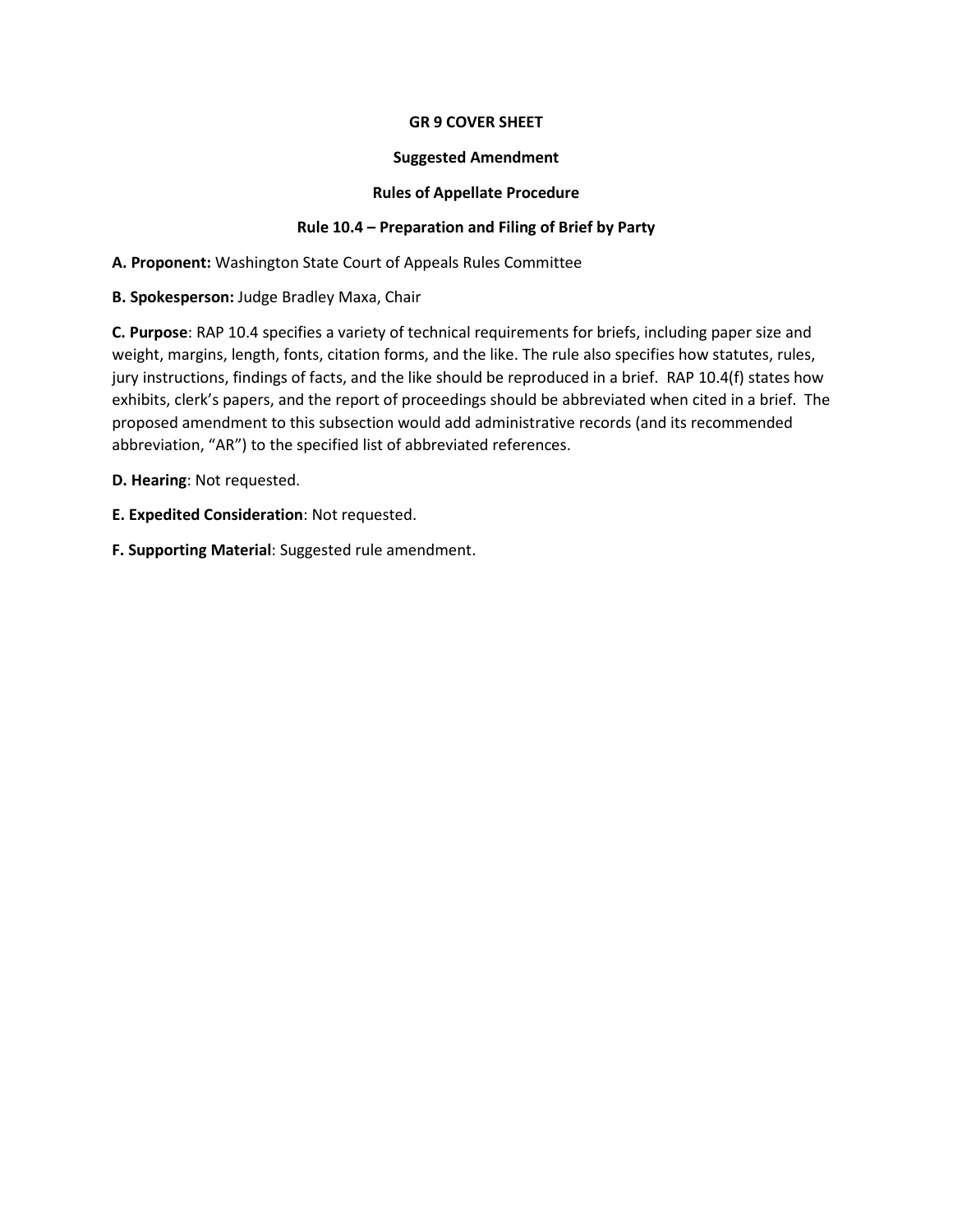**GR 9 COVER SHEET**

**Suggested Amendment**

**Rules of Appellate Procedure**

**Rule 10.4 – Preparation and Filing of Brief by Party**

**A. Proponent:** Washington State Court of Appeals Rules Committee

**B. Spokesperson:** Judge Bradley Maxa, Chair

**C. Purpose**: RAP 10.4 specifies a variety of technical requirements for briefs, including paper size and weight, margins, length, fonts, citation forms, and the like. The rule also specifies how statutes, rules, jury instructions, findings of facts, and the like should be reproduced in a brief. RAP 10.4(f) states how exhibits, clerk's papers, and the report of proceedings should be abbreviated when cited in a brief. The proposed amendment to this subsection would add administrative records (and its recommended abbreviation, "AR") to the specified list of abbreviated references.

**D. Hearing**: Not requested.

**E. Expedited Consideration**: Not requested.

**F. Supporting Material**: Suggested rule amendment.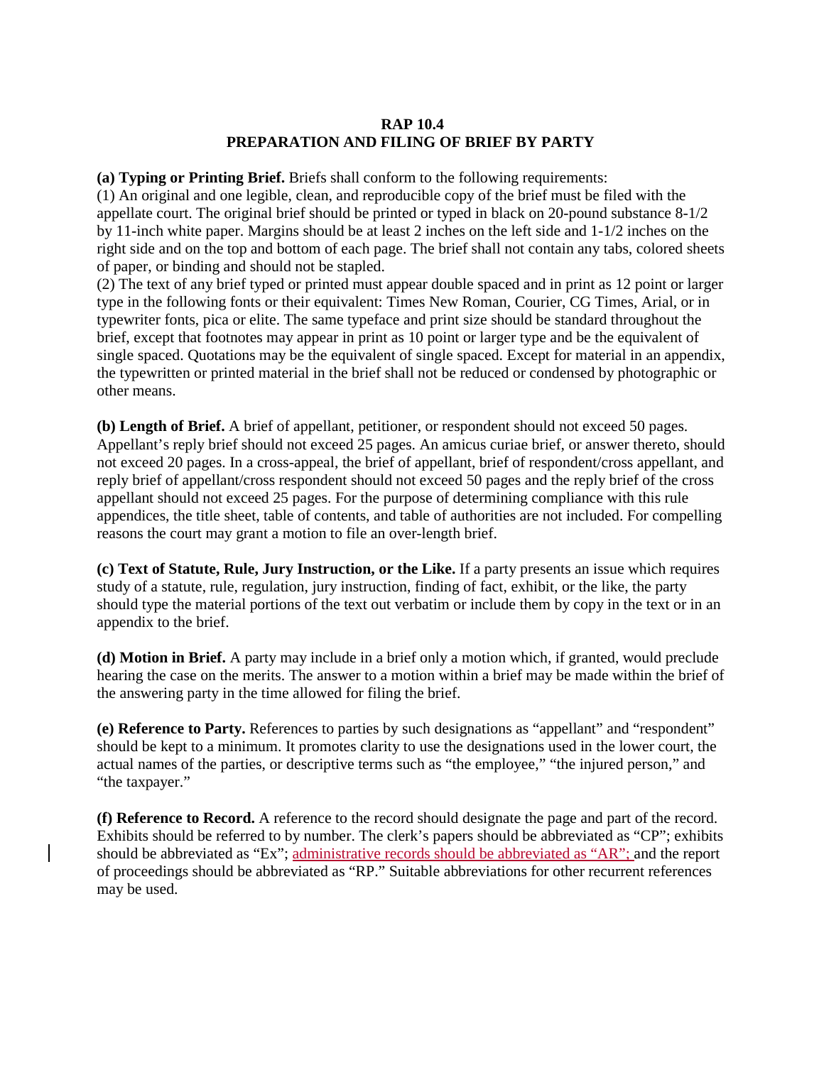**RAP 10.4**
**PREPARATION AND FILING OF BRIEF BY PARTY**

**(a) Typing or Printing Brief.** Briefs shall conform to the following requirements:
(1) An original and one legible, clean, and reproducible copy of the brief must be filed with the appellate court. The original brief should be printed or typed in black on 20-pound substance 8-1/2 by 11-inch white paper. Margins should be at least 2 inches on the left side and 1-1/2 inches on the right side and on the top and bottom of each page. The brief shall not contain any tabs, colored sheets of paper, or binding and should not be stapled.
(2) The text of any brief typed or printed must appear double spaced and in print as 12 point or larger type in the following fonts or their equivalent: Times New Roman, Courier, CG Times, Arial, or in typewriter fonts, pica or elite. The same typeface and print size should be standard throughout the brief, except that footnotes may appear in print as 10 point or larger type and be the equivalent of single spaced. Quotations may be the equivalent of single spaced. Except for material in an appendix, the typewritten or printed material in the brief shall not be reduced or condensed by photographic or other means.

**(b) Length of Brief.** A brief of appellant, petitioner, or respondent should not exceed 50 pages. Appellant's reply brief should not exceed 25 pages. An amicus curiae brief, or answer thereto, should not exceed 20 pages. In a cross-appeal, the brief of appellant, brief of respondent/cross appellant, and reply brief of appellant/cross respondent should not exceed 50 pages and the reply brief of the cross appellant should not exceed 25 pages. For the purpose of determining compliance with this rule appendices, the title sheet, table of contents, and table of authorities are not included. For compelling reasons the court may grant a motion to file an over-length brief.

**(c) Text of Statute, Rule, Jury Instruction, or the Like.** If a party presents an issue which requires study of a statute, rule, regulation, jury instruction, finding of fact, exhibit, or the like, the party should type the material portions of the text out verbatim or include them by copy in the text or in an appendix to the brief.

**(d) Motion in Brief.** A party may include in a brief only a motion which, if granted, would preclude hearing the case on the merits. The answer to a motion within a brief may be made within the brief of the answering party in the time allowed for filing the brief.

**(e) Reference to Party.** References to parties by such designations as "appellant" and "respondent" should be kept to a minimum. It promotes clarity to use the designations used in the lower court, the actual names of the parties, or descriptive terms such as "the employee," "the injured person," and "the taxpayer."

**(f) Reference to Record.** A reference to the record should designate the page and part of the record. Exhibits should be referred to by number. The clerk's papers should be abbreviated as "CP"; exhibits should be abbreviated as "Ex"; administrative records should be abbreviated as "AR"; and the report of proceedings should be abbreviated as "RP." Suitable abbreviations for other recurrent references may be used.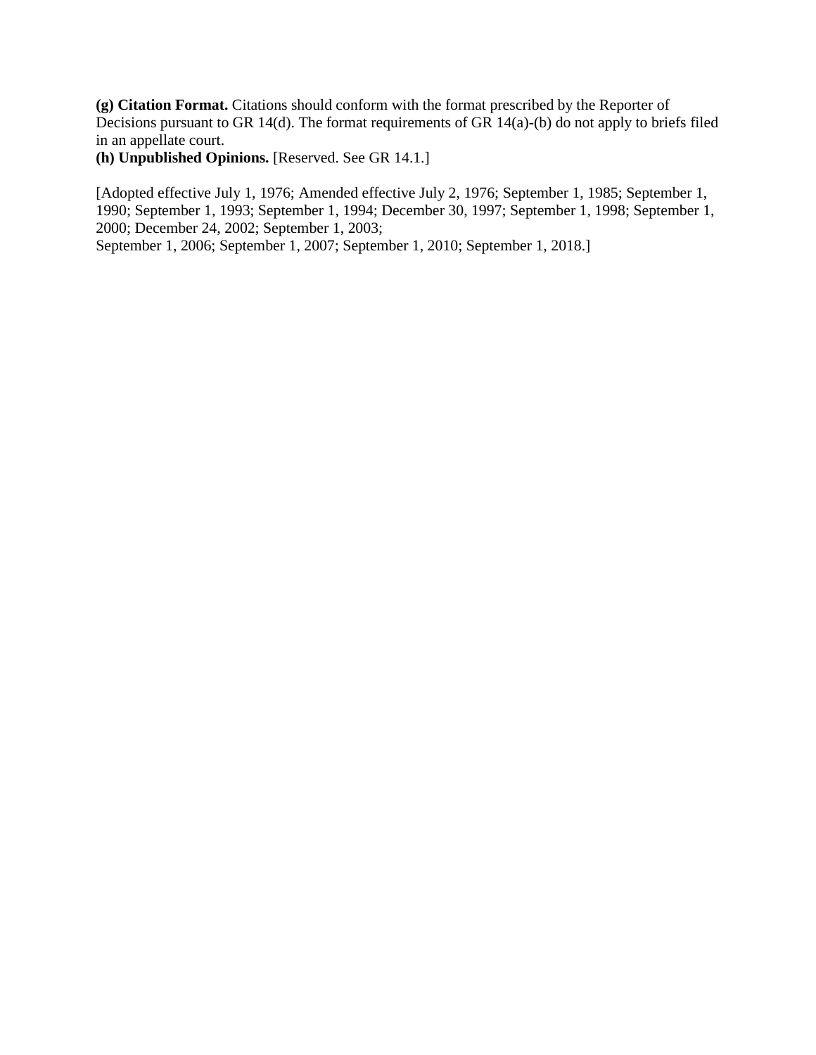**(g) Citation Format.** Citations should conform with the format prescribed by the Reporter of Decisions pursuant to GR 14(d). The format requirements of GR 14(a)-(b) do not apply to briefs filed in an appellate court.

**(h) Unpublished Opinions.** [Reserved. See GR 14.1.]

[Adopted effective July 1, 1976; Amended effective July 2, 1976; September 1, 1985; September 1, 1990; September 1, 1993; September 1, 1994; December 30, 1997; September 1, 1998; September 1, 2000; December 24, 2002; September 1, 2003;
September 1, 2006; September 1, 2007; September 1, 2010; September 1, 2018.]